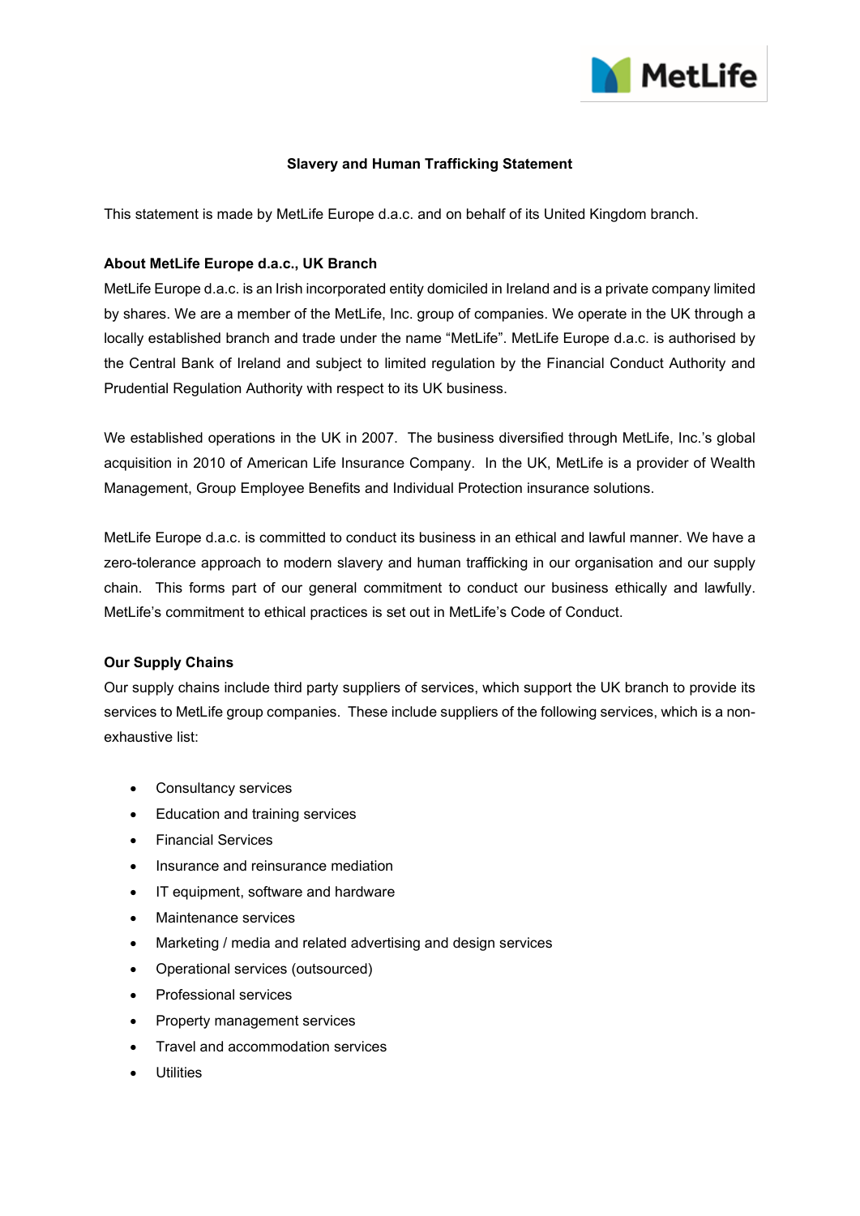# Slavery and Human Trafficking Statement

This statement is made by MetLife Europe d.a.c. and on behalf of its United Kingdom branch.

**About MetLife Europe d.a.c., UK Branch**

MetLife Europe d.a.c. is an Irish incorporated entity domiciled in Ireland and is a private company limited by shares. We are a member of the MetLife, Inc. group of companies. We operate in the UK through a locally established branch and trade under the name "MetLife". MetLife Europe d.a.c. is authorised by the Central Bank of Ireland and subject to limited regulation by the Financial Conduct Authority and Prudential Regulation Authority with respect to its UK business.

We established operations in the UK in 2007. The business diversified through MetLife, Inc.'s global acquisition in 2010 of American Life Insurance Company. In the UK, MetLife is a provider of Wealth Management, Group Employee Benefits and Individual Protection insurance solutions.

MetLife Europe d.a.c. is committed to conduct its business in an ethical and lawful manner. We have a zero-tolerance approach to modern slavery and human trafficking in our organisation and our supply chain. This forms part of our general commitment to conduct our business ethically and lawfully. MetLife's commitment to ethical practices is set out in MetLife's Code of Conduct.

**Our Supply Chains**

Our supply chains include third party suppliers of services, which support the UK branch to provide its services to MetLife group companies. These include suppliers of the following services, which is a non-exhaustive list:

- Consultancy services
- Education and training services
- Financial Services
- Insurance and reinsurance mediation
- IT equipment, software and hardware
- Maintenance services
- Marketing / media and related advertising and design services
- Operational services (outsourced)
- Professional services
- Property management services
- Travel and accommodation services
- Utilities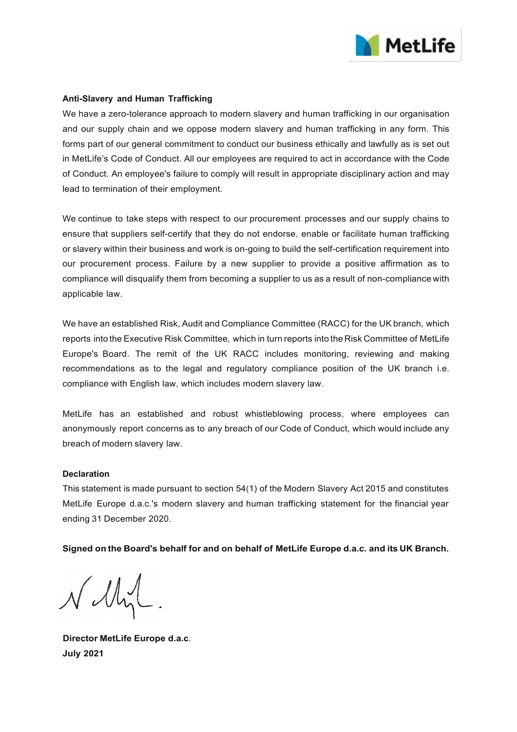**Anti-Slavery and Human Trafficking**

We have a zero-tolerance approach to modern slavery and human trafficking in our organisation and our supply chain and we oppose modern slavery and human trafficking in any form. This forms part of our general commitment to conduct our business ethically and lawfully as is set out in MetLife's Code of Conduct. All our employees are required to act in accordance with the Code of Conduct. An employee's failure to comply will result in appropriate disciplinary action and may lead to termination of their employment.

We continue to take steps with respect to our procurement processes and our supply chains to ensure that suppliers self-certify that they do not endorse, enable or facilitate human trafficking or slavery within their business and work is on-going to build the self-certification requirement into our procurement process. Failure by a new supplier to provide a positive affirmation as to compliance will disqualify them from becoming a supplier to us as a result of non-compliance with applicable law.

We have an established Risk, Audit and Compliance Committee (RACC) for the UK branch, which reports into the Executive Risk Committee, which in turn reports into the Risk Committee of MetLife Europe's Board. The remit of the UK RACC includes monitoring, reviewing and making recommendations as to the legal and regulatory compliance position of the UK branch i.e. compliance with English law, which includes modern slavery law.

MetLife has an established and robust whistleblowing process, where employees can anonymously report concerns as to any breach of our Code of Conduct, which would include any breach of modern slavery law.

**Declaration**

This statement is made pursuant to section 54(1) of the Modern Slavery Act 2015 and constitutes MetLife Europe d.a.c.'s modern slavery and human trafficking statement for the financial year ending 31 December 2020.

**Signed on the Board's behalf for and on behalf of MetLife Europe d.a.c. and its UK Branch.**

**Director MetLife Europe d.a.c**.
**July 2021**